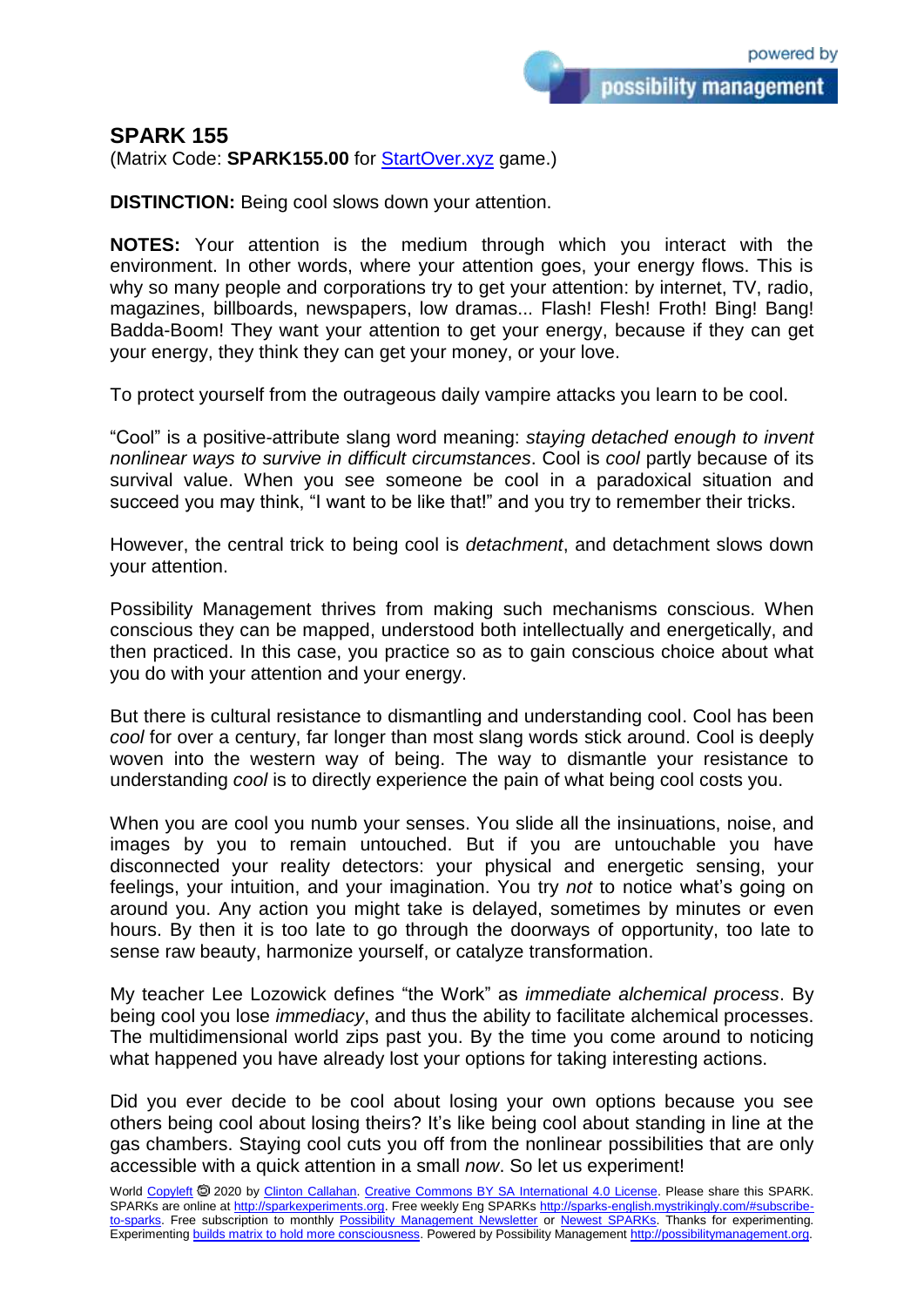# SPARK 155

(Matrix Code: **SPARK155.00** for StartOver.xyz game.)

**DISTINCTION:** Being cool slows down your attention.

**NOTES:** Your attention is the medium through which you interact with the environment. In other words, where your attention goes, your energy flows. This is why so many people and corporations try to get your attention: by internet, TV, radio, magazines, billboards, newspapers, low dramas... Flash! Flesh! Froth! Bing! Bang! Badda-Boom! They want your attention to get your energy, because if they can get your energy, they think they can get your money, or your love.

To protect yourself from the outrageous daily vampire attacks you learn to be cool.

“Cool” is a positive-attribute slang word meaning: *staying detached enough to invent nonlinear ways to survive in difficult circumstances*. Cool is *cool* partly because of its survival value. When you see someone be cool in a paradoxical situation and succeed you may think, “I want to be like that!” and you try to remember their tricks.

However, the central trick to being cool is *detachment*, and detachment slows down your attention.

Possibility Management thrives from making such mechanisms conscious. When conscious they can be mapped, understood both intellectually and energetically, and then practiced. In this case, you practice so as to gain conscious choice about what you do with your attention and your energy.

But there is cultural resistance to dismantling and understanding cool. Cool has been *cool* for over a century, far longer than most slang words stick around. Cool is deeply woven into the western way of being. The way to dismantle your resistance to understanding *cool* is to directly experience the pain of what being cool costs you.

When you are cool you numb your senses. You slide all the insinuations, noise, and images by you to remain untouched. But if you are untouchable you have disconnected your reality detectors: your physical and energetic sensing, your feelings, your intuition, and your imagination. You try *not* to notice what’s going on around you. Any action you might take is delayed, sometimes by minutes or even hours. By then it is too late to go through the doorways of opportunity, too late to sense raw beauty, harmonize yourself, or catalyze transformation.

My teacher Lee Lozowick defines “the Work” as *immediate alchemical process*. By being cool you lose *immediacy*, and thus the ability to facilitate alchemical processes. The multidimensional world zips past you. By the time you come around to noticing what happened you have already lost your options for taking interesting actions.

Did you ever decide to be cool about losing your own options because you see others being cool about losing theirs? It’s like being cool about standing in line at the gas chambers. Staying cool cuts you off from the nonlinear possibilities that are only accessible with a quick attention in a small *now*. So let us experiment!

World Copyleft 🄯 2020 by Clinton Callahan. Creative Commons BY SA International 4.0 License. Please share this SPARK. SPARKs are online at http://sparkexperiments.org. Free weekly Eng SPARKs http://sparks-english.mystrikingly.com/#subscribe-to-sparks. Free subscription to monthly Possibility Management Newsletter or Newest SPARKs. Thanks for experimenting. Experimenting builds matrix to hold more consciousness. Powered by Possibility Management http://possibilitymanagement.org.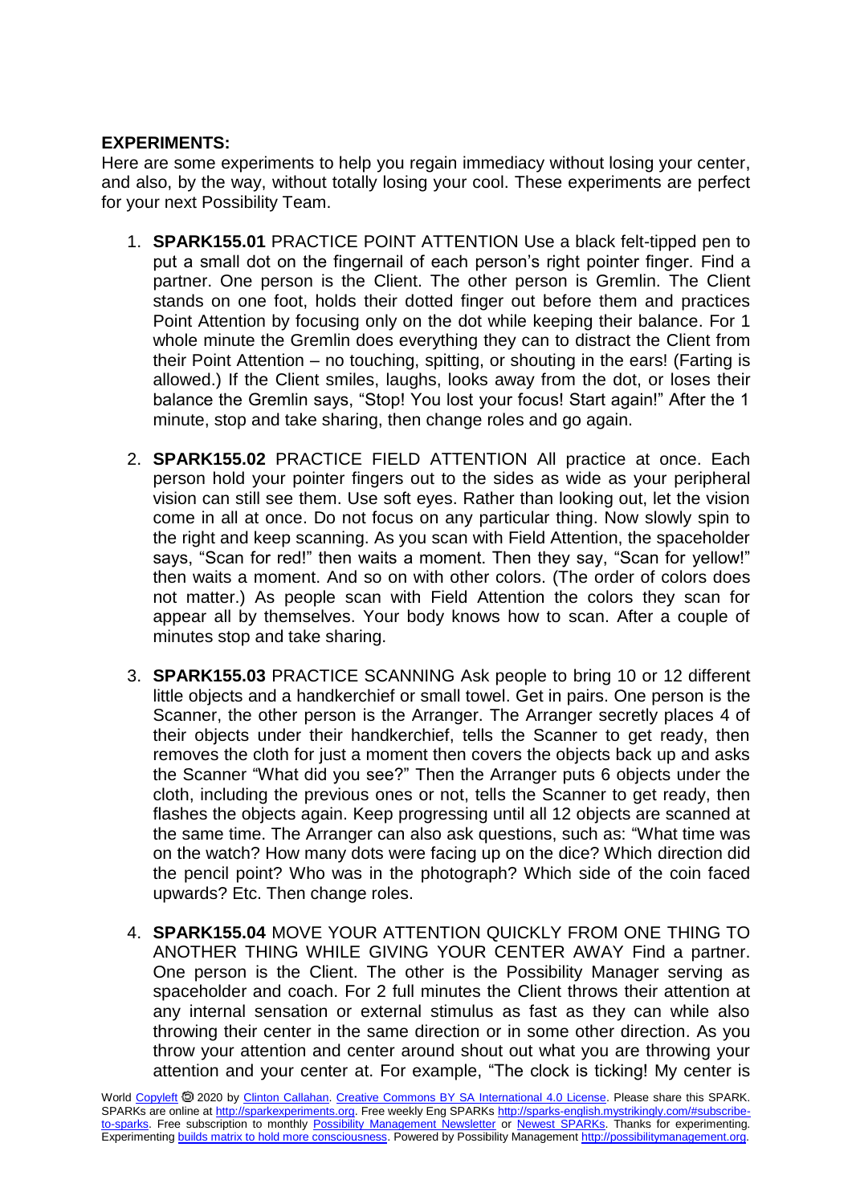**EXPERIMENTS:**

Here are some experiments to help you regain immediacy without losing your center, and also, by the way, without totally losing your cool. These experiments are perfect for your next Possibility Team.

1. **SPARK155.01** PRACTICE POINT ATTENTION Use a black felt-tipped pen to put a small dot on the fingernail of each person's right pointer finger. Find a partner. One person is the Client. The other person is Gremlin. The Client stands on one foot, holds their dotted finger out before them and practices Point Attention by focusing only on the dot while keeping their balance. For 1 whole minute the Gremlin does everything they can to distract the Client from their Point Attention – no touching, spitting, or shouting in the ears! (Farting is allowed.) If the Client smiles, laughs, looks away from the dot, or loses their balance the Gremlin says, "Stop! You lost your focus! Start again!" After the 1 minute, stop and take sharing, then change roles and go again.

2. **SPARK155.02** PRACTICE FIELD ATTENTION All practice at once. Each person hold your pointer fingers out to the sides as wide as your peripheral vision can still see them. Use soft eyes. Rather than looking out, let the vision come in all at once. Do not focus on any particular thing. Now slowly spin to the right and keep scanning. As you scan with Field Attention, the spaceholder says, "Scan for red!" then waits a moment. Then they say, "Scan for yellow!" then waits a moment. And so on with other colors. (The order of colors does not matter.) As people scan with Field Attention the colors they scan for appear all by themselves. Your body knows how to scan. After a couple of minutes stop and take sharing.

3. **SPARK155.03** PRACTICE SCANNING Ask people to bring 10 or 12 different little objects and a handkerchief or small towel. Get in pairs. One person is the Scanner, the other person is the Arranger. The Arranger secretly places 4 of their objects under their handkerchief, tells the Scanner to get ready, then removes the cloth for just a moment then covers the objects back up and asks the Scanner "What did you see?" Then the Arranger puts 6 objects under the cloth, including the previous ones or not, tells the Scanner to get ready, then flashes the objects again. Keep progressing until all 12 objects are scanned at the same time. The Arranger can also ask questions, such as: "What time was on the watch? How many dots were facing up on the dice? Which direction did the pencil point? Who was in the photograph? Which side of the coin faced upwards? Etc. Then change roles.

4. **SPARK155.04** MOVE YOUR ATTENTION QUICKLY FROM ONE THING TO ANOTHER THING WHILE GIVING YOUR CENTER AWAY Find a partner. One person is the Client. The other is the Possibility Manager serving as spaceholder and coach. For 2 full minutes the Client throws their attention at any internal sensation or external stimulus as fast as they can while also throwing their center in the same direction or in some other direction. As you throw your attention and center around shout out what you are throwing your attention and your center at. For example, "The clock is ticking! My center is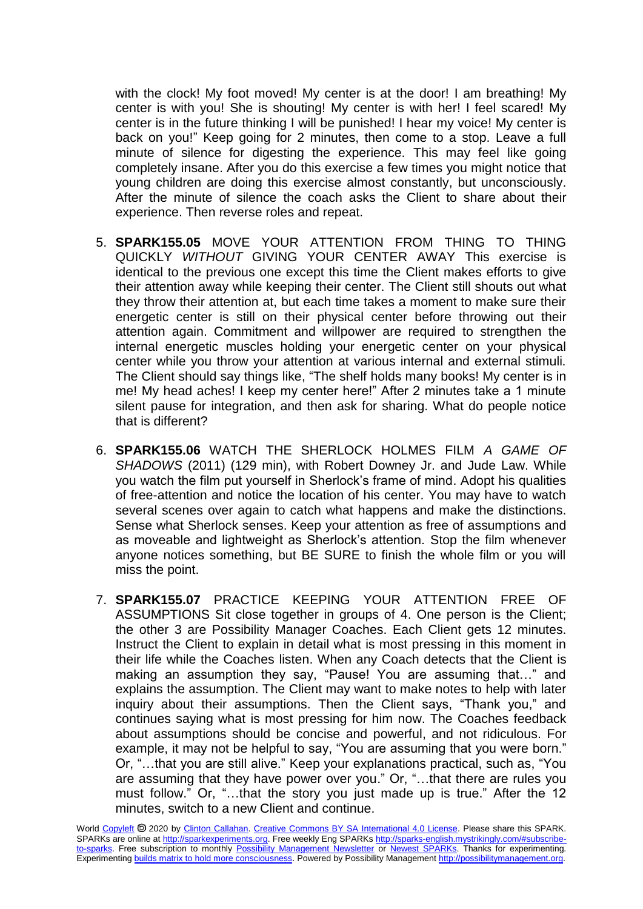with the clock! My foot moved! My center is at the door! I am breathing! My center is with you! She is shouting! My center is with her! I feel scared! My center is in the future thinking I will be punished! I hear my voice! My center is back on you!" Keep going for 2 minutes, then come to a stop. Leave a full minute of silence for digesting the experience. This may feel like going completely insane. After you do this exercise a few times you might notice that young children are doing this exercise almost constantly, but unconsciously. After the minute of silence the coach asks the Client to share about their experience. Then reverse roles and repeat.

5. **SPARK155.05** MOVE YOUR ATTENTION FROM THING TO THING QUICKLY *WITHOUT* GIVING YOUR CENTER AWAY This exercise is identical to the previous one except this time the Client makes efforts to give their attention away while keeping their center. The Client still shouts out what they throw their attention at, but each time takes a moment to make sure their energetic center is still on their physical center before throwing out their attention again. Commitment and willpower are required to strengthen the internal energetic muscles holding your energetic center on your physical center while you throw your attention at various internal and external stimuli. The Client should say things like, "The shelf holds many books! My center is in me! My head aches! I keep my center here!" After 2 minutes take a 1 minute silent pause for integration, and then ask for sharing. What do people notice that is different?

6. **SPARK155.06** WATCH THE SHERLOCK HOLMES FILM *A GAME OF SHADOWS* (2011) (129 min), with Robert Downey Jr. and Jude Law. While you watch the film put yourself in Sherlock's frame of mind. Adopt his qualities of free-attention and notice the location of his center. You may have to watch several scenes over again to catch what happens and make the distinctions. Sense what Sherlock senses. Keep your attention as free of assumptions and as moveable and lightweight as Sherlock's attention. Stop the film whenever anyone notices something, but BE SURE to finish the whole film or you will miss the point.

7. **SPARK155.07** PRACTICE KEEPING YOUR ATTENTION FREE OF ASSUMPTIONS Sit close together in groups of 4. One person is the Client; the other 3 are Possibility Manager Coaches. Each Client gets 12 minutes. Instruct the Client to explain in detail what is most pressing in this moment in their life while the Coaches listen. When any Coach detects that the Client is making an assumption they say, "Pause! You are assuming that…" and explains the assumption. The Client may want to make notes to help with later inquiry about their assumptions. Then the Client says, "Thank you," and continues saying what is most pressing for him now. The Coaches feedback about assumptions should be concise and powerful, and not ridiculous. For example, it may not be helpful to say, "You are assuming that you were born." Or, "…that you are still alive." Keep your explanations practical, such as, "You are assuming that they have power over you." Or, "…that there are rules you must follow." Or, "…that the story you just made up is true." After the 12 minutes, switch to a new Client and continue.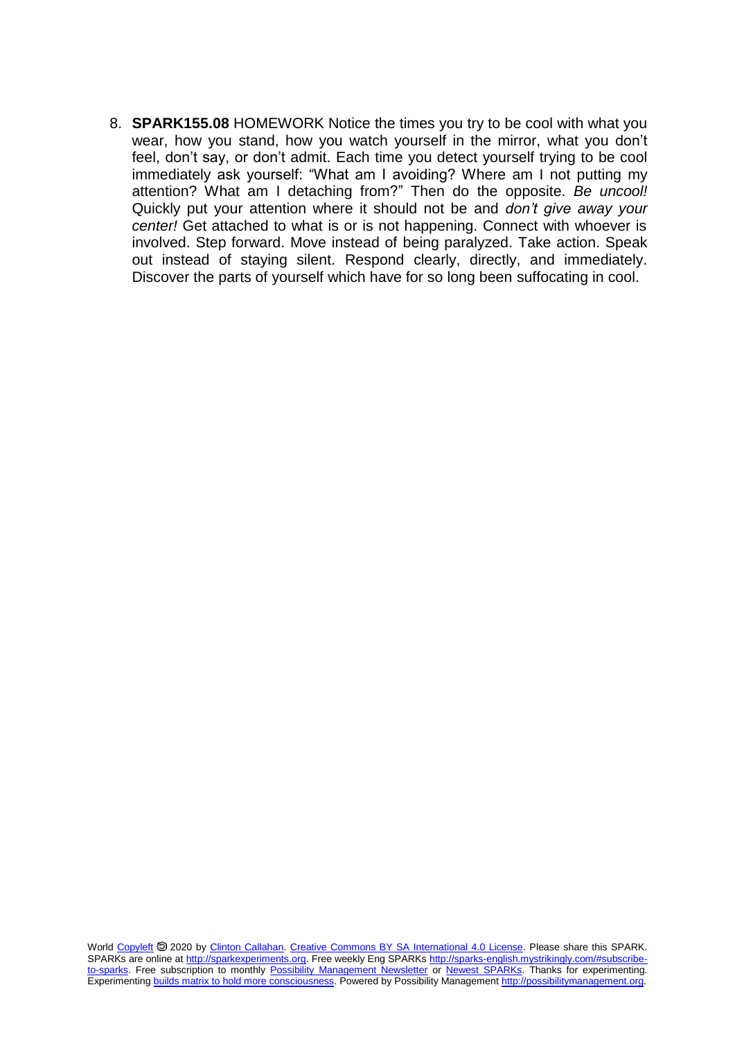8. **SPARK155.08** HOMEWORK Notice the times you try to be cool with what you wear, how you stand, how you watch yourself in the mirror, what you don't feel, don't say, or don't admit. Each time you detect yourself trying to be cool immediately ask yourself: "What am I avoiding? Where am I not putting my attention? What am I detaching from?" Then do the opposite. *Be uncool!* Quickly put your attention where it should not be and *don't give away your center!* Get attached to what is or is not happening. Connect with whoever is involved. Step forward. Move instead of being paralyzed. Take action. Speak out instead of staying silent. Respond clearly, directly, and immediately. Discover the parts of yourself which have for so long been suffocating in cool.